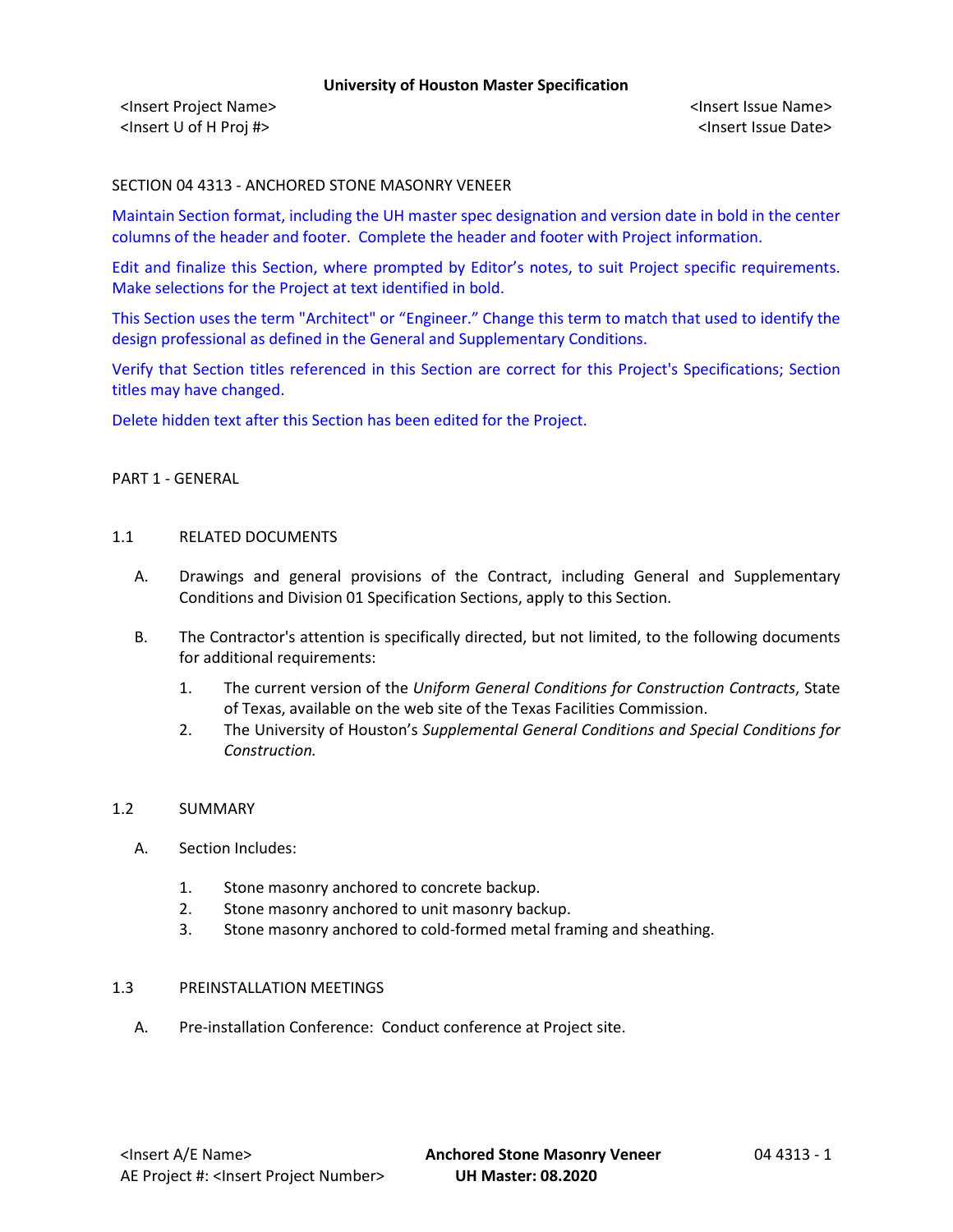# University of Houston Master Specification

<Insert Project Name> <Insert Issue Name>
<Insert U of H Proj #> <Insert Issue Date>

## SECTION 04 4313 - ANCHORED STONE MASONRY VENEER

Maintain Section format, including the UH master spec designation and version date in bold in the center columns of the header and footer. Complete the header and footer with Project information.

Edit and finalize this Section, where prompted by Editor's notes, to suit Project specific requirements. Make selections for the Project at text identified in bold.

This Section uses the term "Architect" or "Engineer." Change this term to match that used to identify the design professional as defined in the General and Supplementary Conditions.

Verify that Section titles referenced in this Section are correct for this Project's Specifications; Section titles may have changed.

Delete hidden text after this Section has been edited for the Project.

## PART 1 - GENERAL

### 1.1 RELATED DOCUMENTS

A. Drawings and general provisions of the Contract, including General and Supplementary Conditions and Division 01 Specification Sections, apply to this Section.

B. The Contractor's attention is specifically directed, but not limited, to the following documents for additional requirements:

1. The current version of the *Uniform General Conditions for Construction Contracts*, State of Texas, available on the web site of the Texas Facilities Commission.
2. The University of Houston's *Supplemental General Conditions and Special Conditions for Construction.*

### 1.2 SUMMARY

A. Section Includes:

1. Stone masonry anchored to concrete backup.
2. Stone masonry anchored to unit masonry backup.
3. Stone masonry anchored to cold-formed metal framing and sheathing.

### 1.3 PREINSTALLATION MEETINGS

A. Pre-installation Conference: Conduct conference at Project site.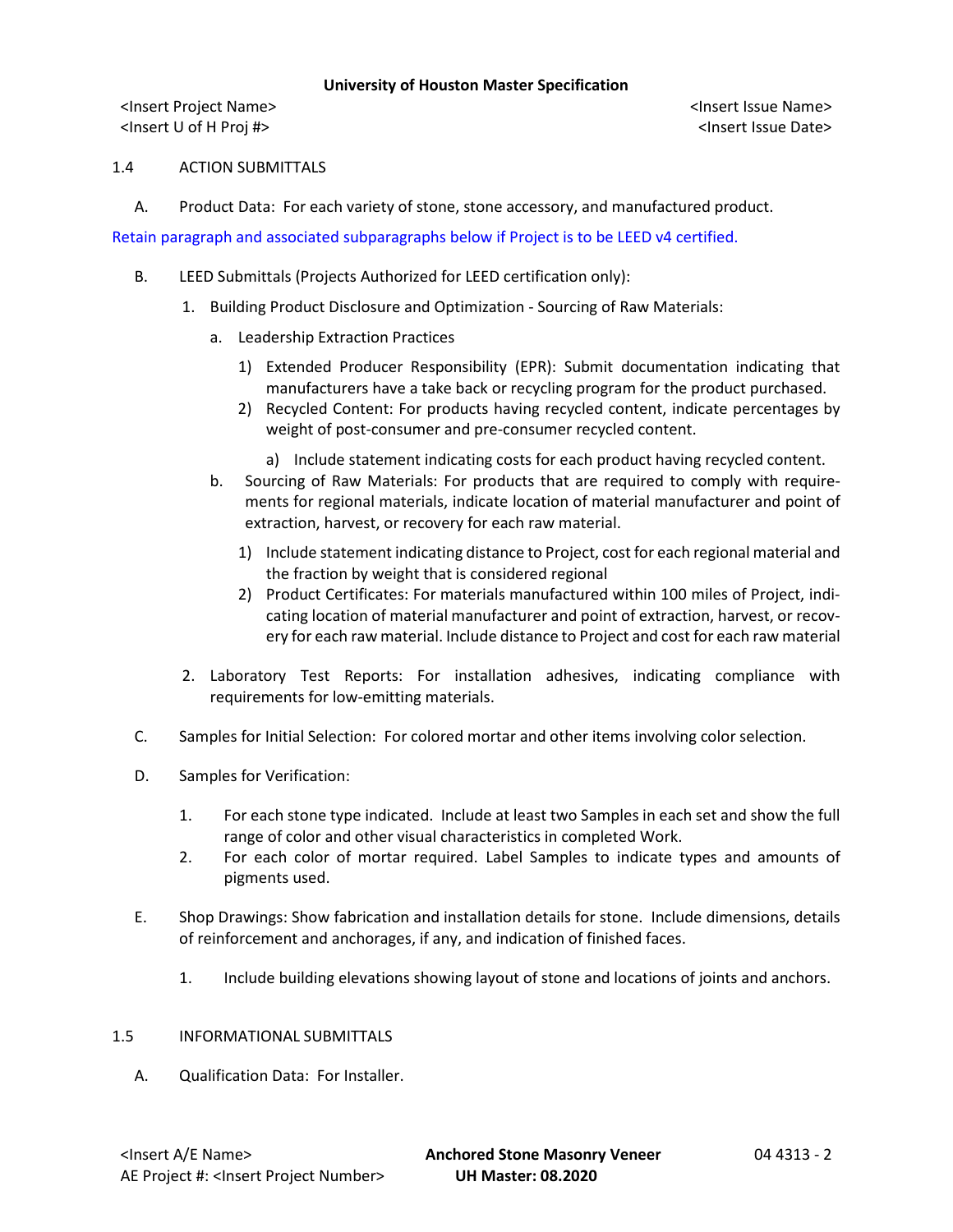## 1.4 ACTION SUBMITTALS

A. Product Data: For each variety of stone, stone accessory, and manufactured product.

Retain paragraph and associated subparagraphs below if Project is to be LEED v4 certified.

B. LEED Submittals (Projects Authorized for LEED certification only):

1. Building Product Disclosure and Optimization - Sourcing of Raw Materials:

   a. Leadership Extraction Practices

      1) Extended Producer Responsibility (EPR): Submit documentation indicating that manufacturers have a take back or recycling program for the product purchased.

      2) Recycled Content: For products having recycled content, indicate percentages by weight of post-consumer and pre-consumer recycled content.

         a) Include statement indicating costs for each product having recycled content.

   b. Sourcing of Raw Materials: For products that are required to comply with requirements for regional materials, indicate location of material manufacturer and point of extraction, harvest, or recovery for each raw material.

      1) Include statement indicating distance to Project, cost for each regional material and the fraction by weight that is considered regional

      2) Product Certificates: For materials manufactured within 100 miles of Project, indicating location of material manufacturer and point of extraction, harvest, or recovery for each raw material. Include distance to Project and cost for each raw material

2. Laboratory Test Reports: For installation adhesives, indicating compliance with requirements for low-emitting materials.

C. Samples for Initial Selection: For colored mortar and other items involving color selection.

D. Samples for Verification:

1. For each stone type indicated. Include at least two Samples in each set and show the full range of color and other visual characteristics in completed Work.

2. For each color of mortar required. Label Samples to indicate types and amounts of pigments used.

E. Shop Drawings: Show fabrication and installation details for stone. Include dimensions, details of reinforcement and anchorages, if any, and indication of finished faces.

1. Include building elevations showing layout of stone and locations of joints and anchors.

## 1.5 INFORMATIONAL SUBMITTALS

A. Qualification Data: For Installer.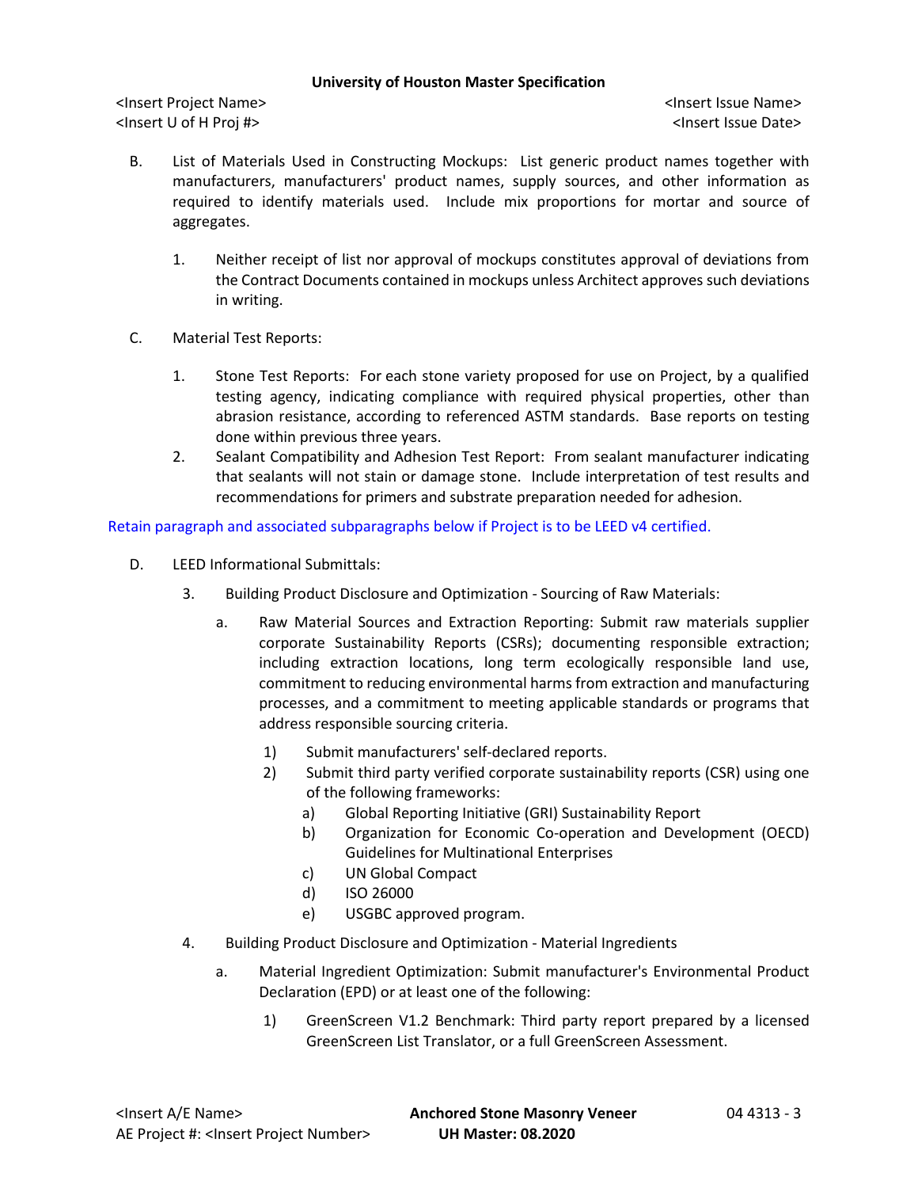B. List of Materials Used in Constructing Mockups: List generic product names together with manufacturers, manufacturers' product names, supply sources, and other information as required to identify materials used. Include mix proportions for mortar and source of aggregates.

   1. Neither receipt of list nor approval of mockups constitutes approval of deviations from the Contract Documents contained in mockups unless Architect approves such deviations in writing.

C. Material Test Reports:

   1. Stone Test Reports: For each stone variety proposed for use on Project, by a qualified testing agency, indicating compliance with required physical properties, other than abrasion resistance, according to referenced ASTM standards. Base reports on testing done within previous three years.
   2. Sealant Compatibility and Adhesion Test Report: From sealant manufacturer indicating that sealants will not stain or damage stone. Include interpretation of test results and recommendations for primers and substrate preparation needed for adhesion.

Retain paragraph and associated subparagraphs below if Project is to be LEED v4 certified.

D. LEED Informational Submittals:

   3. Building Product Disclosure and Optimization - Sourcing of Raw Materials:

      a. Raw Material Sources and Extraction Reporting: Submit raw materials supplier corporate Sustainability Reports (CSRs); documenting responsible extraction; including extraction locations, long term ecologically responsible land use, commitment to reducing environmental harms from extraction and manufacturing processes, and a commitment to meeting applicable standards or programs that address responsible sourcing criteria.

         1) Submit manufacturers' self-declared reports.
         2) Submit third party verified corporate sustainability reports (CSR) using one of the following frameworks:
            a) Global Reporting Initiative (GRI) Sustainability Report
            b) Organization for Economic Co-operation and Development (OECD) Guidelines for Multinational Enterprises
            c) UN Global Compact
            d) ISO 26000
            e) USGBC approved program.

   4. Building Product Disclosure and Optimization - Material Ingredients

      a. Material Ingredient Optimization: Submit manufacturer's Environmental Product Declaration (EPD) or at least one of the following:

         1) GreenScreen V1.2 Benchmark: Third party report prepared by a licensed GreenScreen List Translator, or a full GreenScreen Assessment.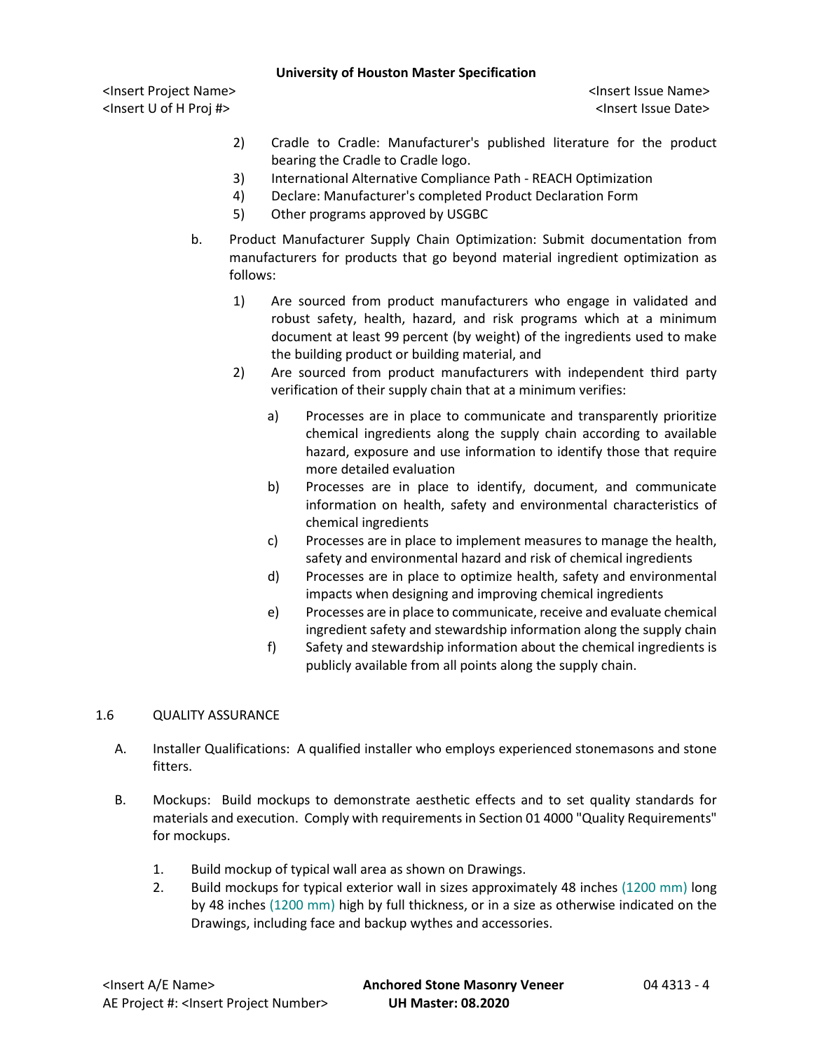2) Cradle to Cradle: Manufacturer's published literature for the product bearing the Cradle to Cradle logo.
3) International Alternative Compliance Path - REACH Optimization
4) Declare: Manufacturer's completed Product Declaration Form
5) Other programs approved by USGBC

b. Product Manufacturer Supply Chain Optimization: Submit documentation from manufacturers for products that go beyond material ingredient optimization as follows:

1) Are sourced from product manufacturers who engage in validated and robust safety, health, hazard, and risk programs which at a minimum document at least 99 percent (by weight) of the ingredients used to make the building product or building material, and
2) Are sourced from product manufacturers with independent third party verification of their supply chain that at a minimum verifies:

a) Processes are in place to communicate and transparently prioritize chemical ingredients along the supply chain according to available hazard, exposure and use information to identify those that require more detailed evaluation
b) Processes are in place to identify, document, and communicate information on health, safety and environmental characteristics of chemical ingredients
c) Processes are in place to implement measures to manage the health, safety and environmental hazard and risk of chemical ingredients
d) Processes are in place to optimize health, safety and environmental impacts when designing and improving chemical ingredients
e) Processes are in place to communicate, receive and evaluate chemical ingredient safety and stewardship information along the supply chain
f) Safety and stewardship information about the chemical ingredients is publicly available from all points along the supply chain.

## 1.6 QUALITY ASSURANCE

A. Installer Qualifications: A qualified installer who employs experienced stonemasons and stone fitters.

B. Mockups: Build mockups to demonstrate aesthetic effects and to set quality standards for materials and execution. Comply with requirements in Section 01 4000 "Quality Requirements" for mockups.

1. Build mockup of typical wall area as shown on Drawings.
2. Build mockups for typical exterior wall in sizes approximately 48 inches (1200 mm) long by 48 inches (1200 mm) high by full thickness, or in a size as otherwise indicated on the Drawings, including face and backup wythes and accessories.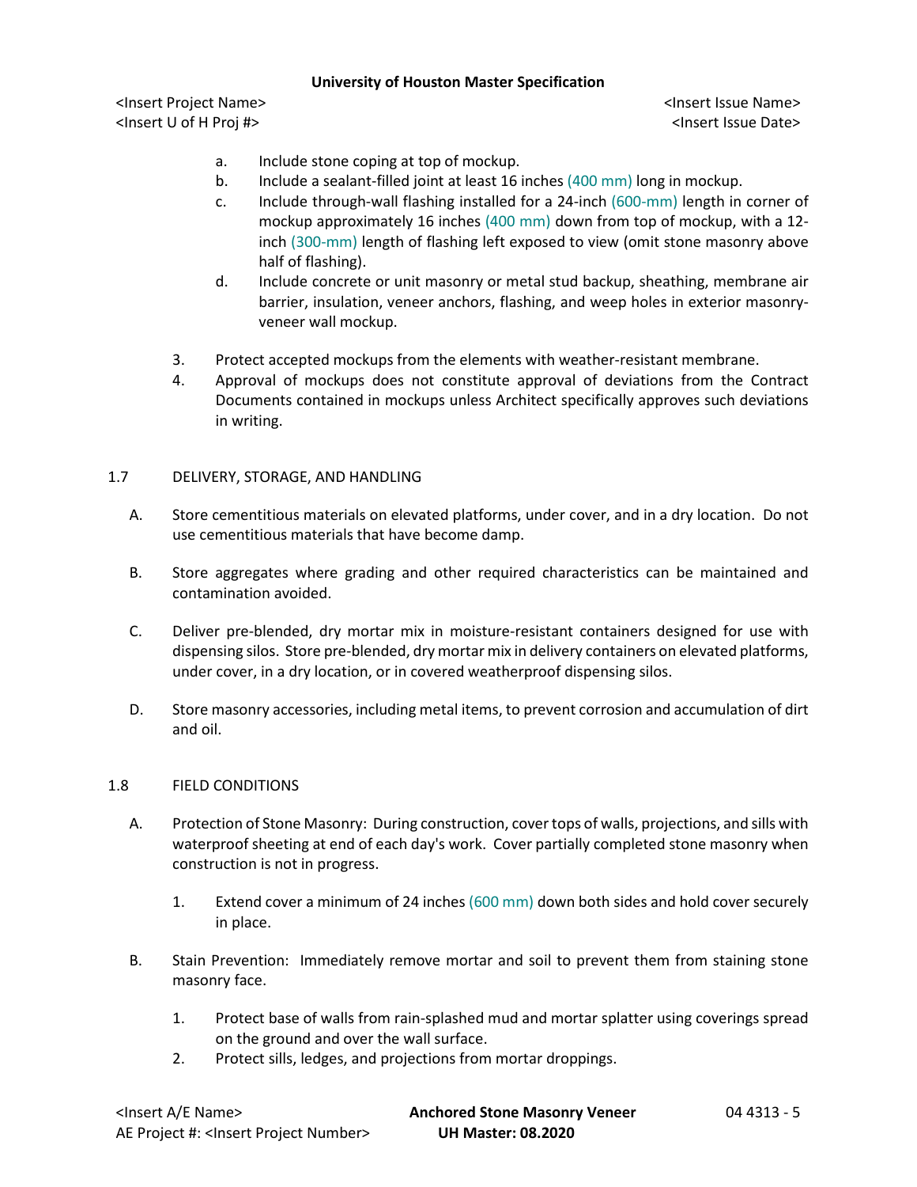a. Include stone coping at top of mockup.
b. Include a sealant-filled joint at least 16 inches (400 mm) long in mockup.
c. Include through-wall flashing installed for a 24-inch (600-mm) length in corner of mockup approximately 16 inches (400 mm) down from top of mockup, with a 12-inch (300-mm) length of flashing left exposed to view (omit stone masonry above half of flashing).
d. Include concrete or unit masonry or metal stud backup, sheathing, membrane air barrier, insulation, veneer anchors, flashing, and weep holes in exterior masonry-veneer wall mockup.

3. Protect accepted mockups from the elements with weather-resistant membrane.
4. Approval of mockups does not constitute approval of deviations from the Contract Documents contained in mockups unless Architect specifically approves such deviations in writing.

## 1.7 DELIVERY, STORAGE, AND HANDLING

A. Store cementitious materials on elevated platforms, under cover, and in a dry location. Do not use cementitious materials that have become damp.

B. Store aggregates where grading and other required characteristics can be maintained and contamination avoided.

C. Deliver pre-blended, dry mortar mix in moisture-resistant containers designed for use with dispensing silos. Store pre-blended, dry mortar mix in delivery containers on elevated platforms, under cover, in a dry location, or in covered weatherproof dispensing silos.

D. Store masonry accessories, including metal items, to prevent corrosion and accumulation of dirt and oil.

## 1.8 FIELD CONDITIONS

A. Protection of Stone Masonry: During construction, cover tops of walls, projections, and sills with waterproof sheeting at end of each day's work. Cover partially completed stone masonry when construction is not in progress.

1. Extend cover a minimum of 24 inches (600 mm) down both sides and hold cover securely in place.

B. Stain Prevention: Immediately remove mortar and soil to prevent them from staining stone masonry face.

1. Protect base of walls from rain-splashed mud and mortar splatter using coverings spread on the ground and over the wall surface.
2. Protect sills, ledges, and projections from mortar droppings.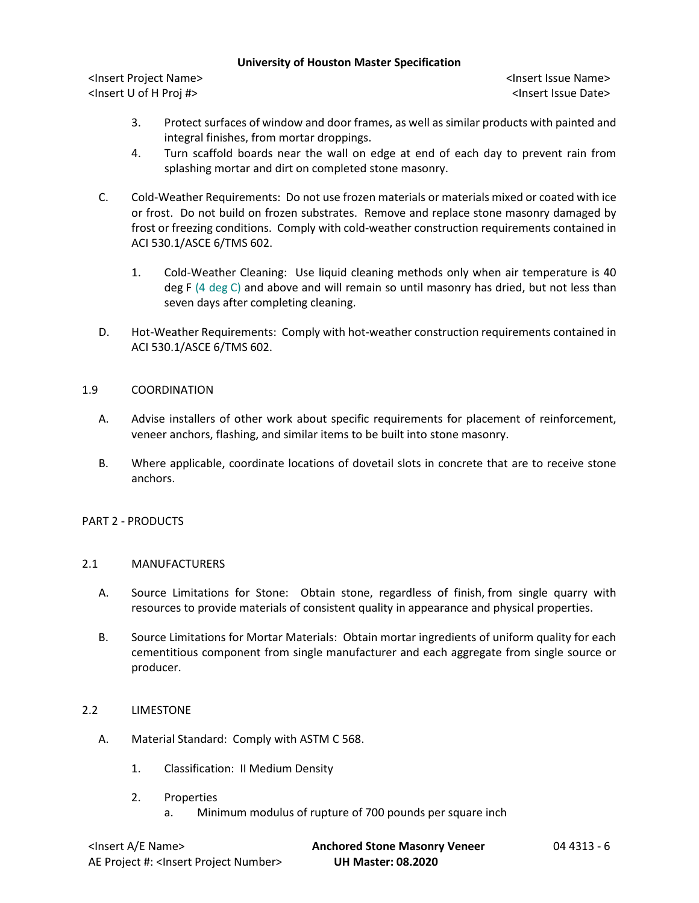3. Protect surfaces of window and door frames, as well as similar products with painted and integral finishes, from mortar droppings.
4. Turn scaffold boards near the wall on edge at end of each day to prevent rain from splashing mortar and dirt on completed stone masonry.

C. Cold-Weather Requirements: Do not use frozen materials or materials mixed or coated with ice or frost. Do not build on frozen substrates. Remove and replace stone masonry damaged by frost or freezing conditions. Comply with cold-weather construction requirements contained in ACI 530.1/ASCE 6/TMS 602.

1. Cold-Weather Cleaning: Use liquid cleaning methods only when air temperature is 40 deg F (4 deg C) and above and will remain so until masonry has dried, but not less than seven days after completing cleaning.

D. Hot-Weather Requirements: Comply with hot-weather construction requirements contained in ACI 530.1/ASCE 6/TMS 602.

## 1.9 COORDINATION

A. Advise installers of other work about specific requirements for placement of reinforcement, veneer anchors, flashing, and similar items to be built into stone masonry.

B. Where applicable, coordinate locations of dovetail slots in concrete that are to receive stone anchors.

# PART 2 - PRODUCTS

## 2.1 MANUFACTURERS

A. Source Limitations for Stone: Obtain stone, regardless of finish, from single quarry with resources to provide materials of consistent quality in appearance and physical properties.

B. Source Limitations for Mortar Materials: Obtain mortar ingredients of uniform quality for each cementitious component from single manufacturer and each aggregate from single source or producer.

## 2.2 LIMESTONE

A. Material Standard: Comply with ASTM C 568.

1. Classification: II Medium Density

2. Properties
   a. Minimum modulus of rupture of 700 pounds per square inch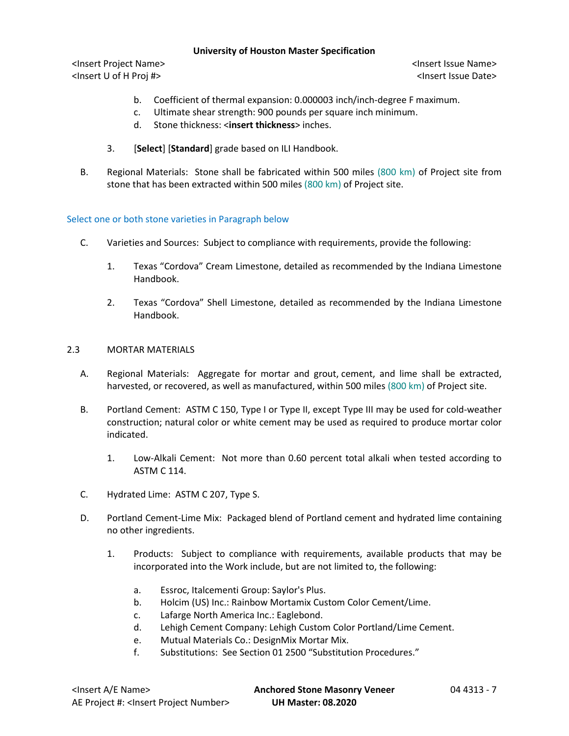b. Coefficient of thermal expansion: 0.000003 inch/inch-degree F maximum.
c. Ultimate shear strength: 900 pounds per square inch minimum.
d. Stone thickness: <**insert thickness**> inches.

3. [**Select**] [**Standard**] grade based on ILI Handbook.

B. Regional Materials: Stone shall be fabricated within 500 miles (800 km) of Project site from stone that has been extracted within 500 miles (800 km) of Project site.

Select one or both stone varieties in Paragraph below

C. Varieties and Sources: Subject to compliance with requirements, provide the following:

1. Texas "Cordova" Cream Limestone, detailed as recommended by the Indiana Limestone Handbook.

2. Texas "Cordova" Shell Limestone, detailed as recommended by the Indiana Limestone Handbook.

## 2.3 MORTAR MATERIALS

A. Regional Materials: Aggregate for mortar and grout, cement, and lime shall be extracted, harvested, or recovered, as well as manufactured, within 500 miles (800 km) of Project site.

B. Portland Cement: ASTM C 150, Type I or Type II, except Type III may be used for cold-weather construction; natural color or white cement may be used as required to produce mortar color indicated.

1. Low-Alkali Cement: Not more than 0.60 percent total alkali when tested according to ASTM C 114.

C. Hydrated Lime: ASTM C 207, Type S.

D. Portland Cement-Lime Mix: Packaged blend of Portland cement and hydrated lime containing no other ingredients.

1. Products: Subject to compliance with requirements, available products that may be incorporated into the Work include, but are not limited to, the following:

a. Essroc, Italcementi Group: Saylor's Plus.
b. Holcim (US) Inc.: Rainbow Mortamix Custom Color Cement/Lime.
c. Lafarge North America Inc.: Eaglebond.
d. Lehigh Cement Company: Lehigh Custom Color Portland/Lime Cement.
e. Mutual Materials Co.: DesignMix Mortar Mix.
f. Substitutions: See Section 01 2500 "Substitution Procedures."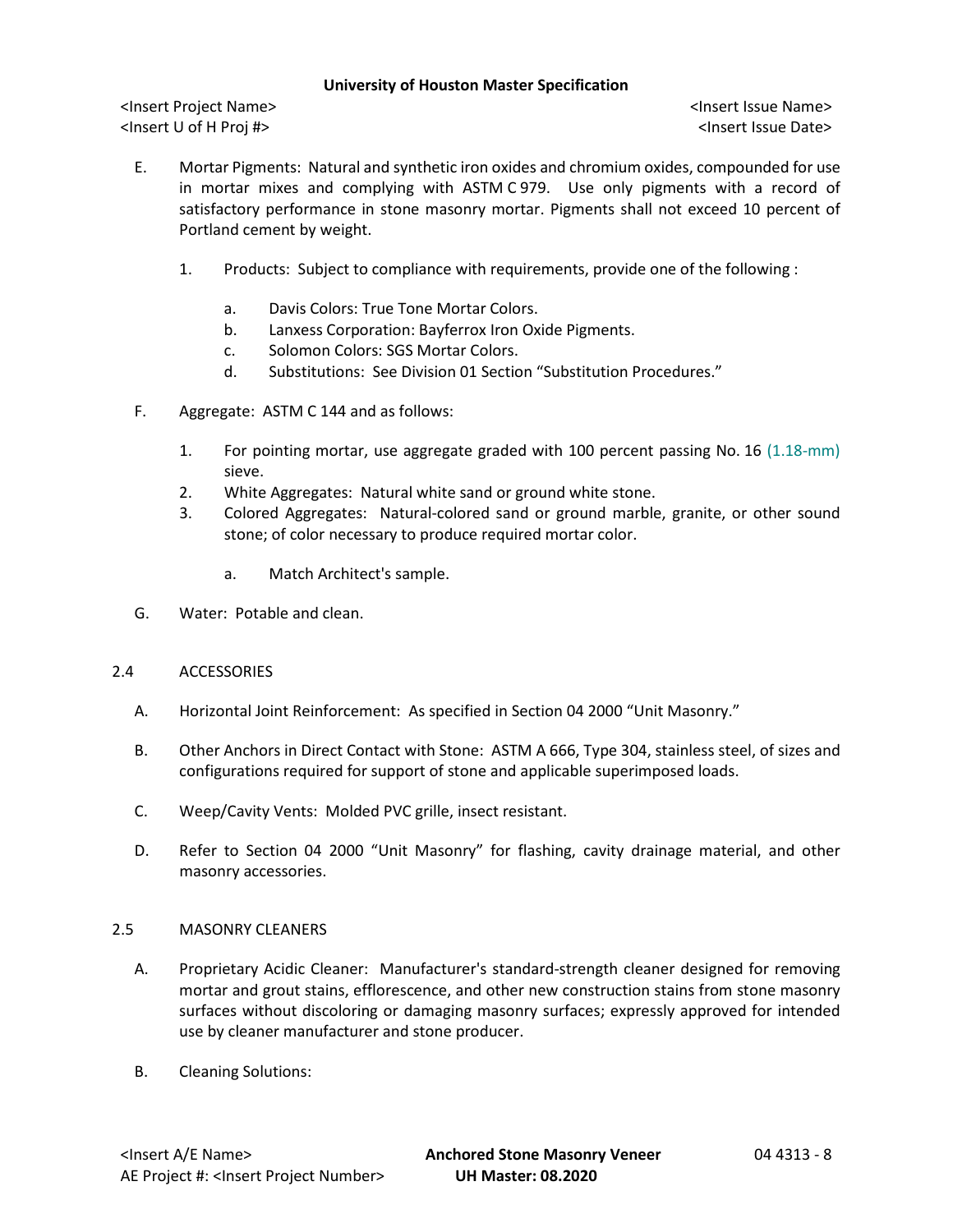E. Mortar Pigments: Natural and synthetic iron oxides and chromium oxides, compounded for use in mortar mixes and complying with ASTM C 979. Use only pigments with a record of satisfactory performance in stone masonry mortar. Pigments shall not exceed 10 percent of Portland cement by weight.

1. Products: Subject to compliance with requirements, provide one of the following :

   a. Davis Colors: True Tone Mortar Colors.
   b. Lanxess Corporation: Bayferrox Iron Oxide Pigments.
   c. Solomon Colors: SGS Mortar Colors.
   d. Substitutions: See Division 01 Section "Substitution Procedures."

F. Aggregate: ASTM C 144 and as follows:

1. For pointing mortar, use aggregate graded with 100 percent passing No. 16 (1.18-mm) sieve.
2. White Aggregates: Natural white sand or ground white stone.
3. Colored Aggregates: Natural-colored sand or ground marble, granite, or other sound stone; of color necessary to produce required mortar color.

   a. Match Architect's sample.

G. Water: Potable and clean.

## 2.4 ACCESSORIES

A. Horizontal Joint Reinforcement: As specified in Section 04 2000 "Unit Masonry."

B. Other Anchors in Direct Contact with Stone: ASTM A 666, Type 304, stainless steel, of sizes and configurations required for support of stone and applicable superimposed loads.

C. Weep/Cavity Vents: Molded PVC grille, insect resistant.

D. Refer to Section 04 2000 "Unit Masonry" for flashing, cavity drainage material, and other masonry accessories.

## 2.5 MASONRY CLEANERS

A. Proprietary Acidic Cleaner: Manufacturer's standard-strength cleaner designed for removing mortar and grout stains, efflorescence, and other new construction stains from stone masonry surfaces without discoloring or damaging masonry surfaces; expressly approved for intended use by cleaner manufacturer and stone producer.

B. Cleaning Solutions: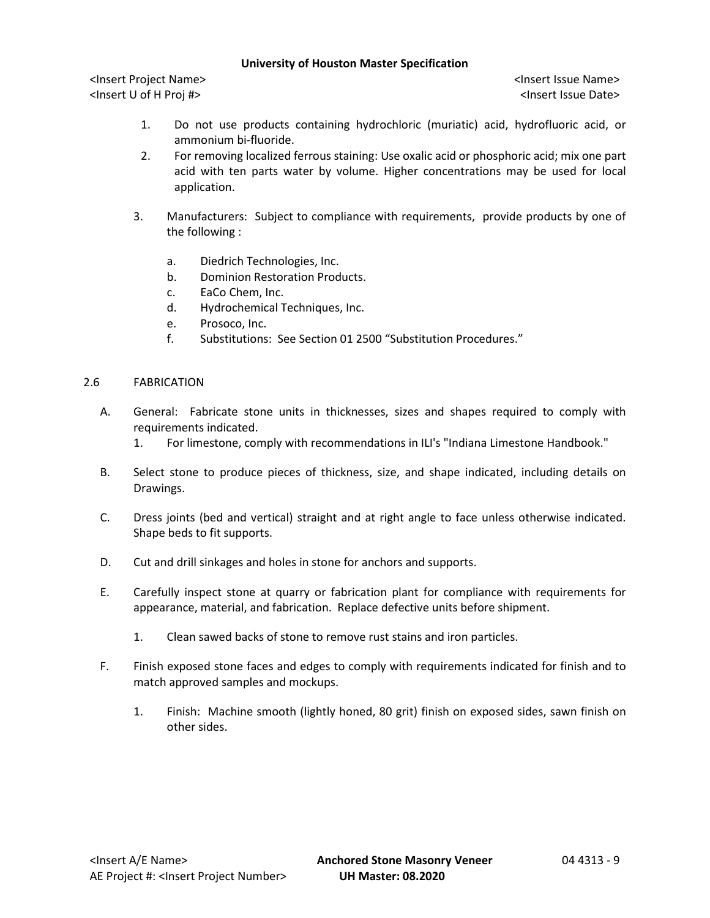1. Do not use products containing hydrochloric (muriatic) acid, hydrofluoric acid, or ammonium bi-fluoride.
2. For removing localized ferrous staining: Use oxalic acid or phosphoric acid; mix one part acid with ten parts water by volume. Higher concentrations may be used for local application.

3. Manufacturers: Subject to compliance with requirements, provide products by one of the following :

   a. Diedrich Technologies, Inc.
   b. Dominion Restoration Products.
   c. EaCo Chem, Inc.
   d. Hydrochemical Techniques, Inc.
   e. Prosoco, Inc.
   f. Substitutions: See Section 01 2500 "Substitution Procedures."

## 2.6 FABRICATION

A. General: Fabricate stone units in thicknesses, sizes and shapes required to comply with requirements indicated.
   1. For limestone, comply with recommendations in ILI's "Indiana Limestone Handbook."

B. Select stone to produce pieces of thickness, size, and shape indicated, including details on Drawings.

C. Dress joints (bed and vertical) straight and at right angle to face unless otherwise indicated. Shape beds to fit supports.

D. Cut and drill sinkages and holes in stone for anchors and supports.

E. Carefully inspect stone at quarry or fabrication plant for compliance with requirements for appearance, material, and fabrication. Replace defective units before shipment.

   1. Clean sawed backs of stone to remove rust stains and iron particles.

F. Finish exposed stone faces and edges to comply with requirements indicated for finish and to match approved samples and mockups.

   1. Finish: Machine smooth (lightly honed, 80 grit) finish on exposed sides, sawn finish on other sides.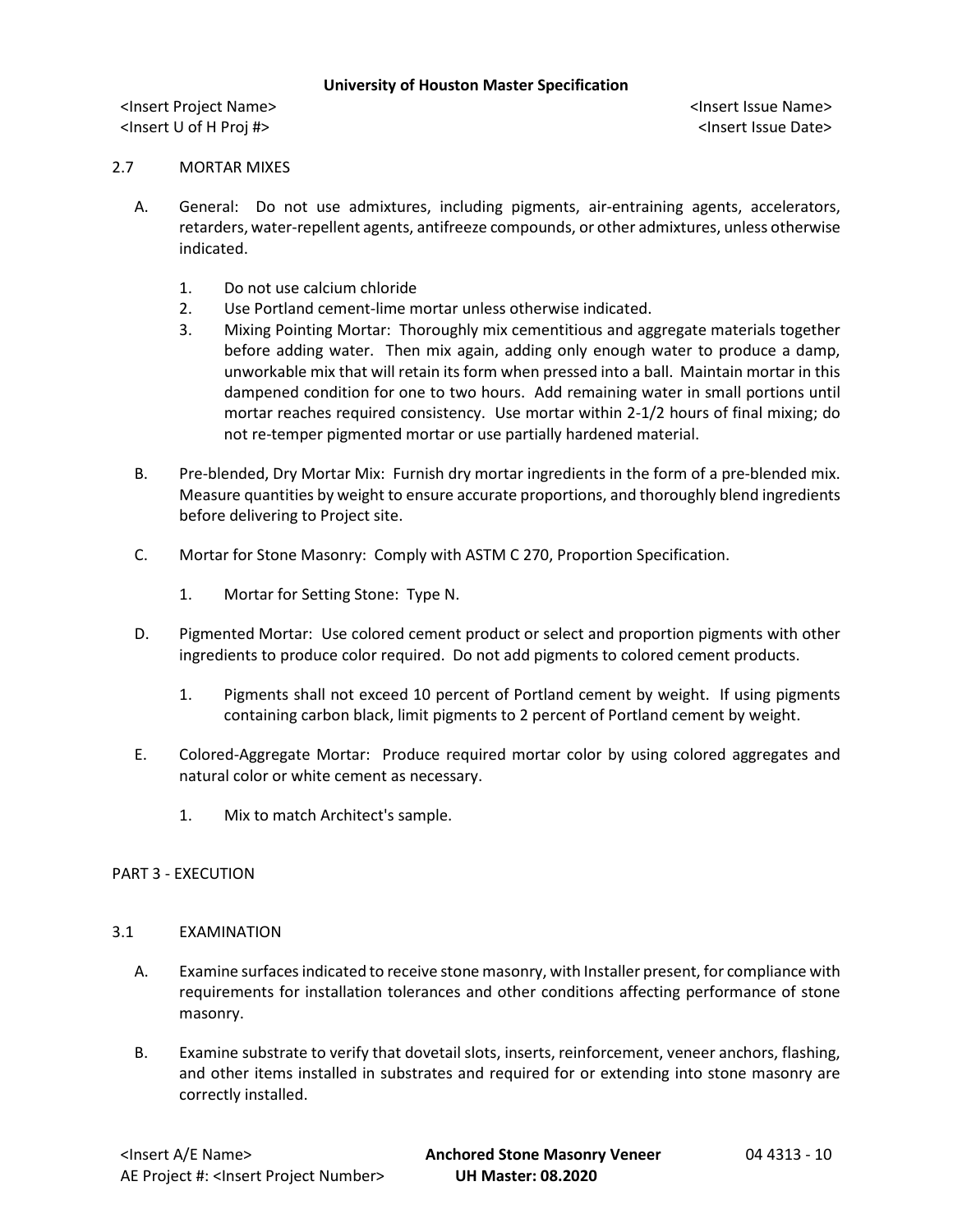## 2.7 MORTAR MIXES

A. General: Do not use admixtures, including pigments, air-entraining agents, accelerators, retarders, water-repellent agents, antifreeze compounds, or other admixtures, unless otherwise indicated.

1. Do not use calcium chloride
2. Use Portland cement-lime mortar unless otherwise indicated.
3. Mixing Pointing Mortar: Thoroughly mix cementitious and aggregate materials together before adding water. Then mix again, adding only enough water to produce a damp, unworkable mix that will retain its form when pressed into a ball. Maintain mortar in this dampened condition for one to two hours. Add remaining water in small portions until mortar reaches required consistency. Use mortar within 2-1/2 hours of final mixing; do not re-temper pigmented mortar or use partially hardened material.

B. Pre-blended, Dry Mortar Mix: Furnish dry mortar ingredients in the form of a pre-blended mix. Measure quantities by weight to ensure accurate proportions, and thoroughly blend ingredients before delivering to Project site.

C. Mortar for Stone Masonry: Comply with ASTM C 270, Proportion Specification.

1. Mortar for Setting Stone: Type N.

D. Pigmented Mortar: Use colored cement product or select and proportion pigments with other ingredients to produce color required. Do not add pigments to colored cement products.

1. Pigments shall not exceed 10 percent of Portland cement by weight. If using pigments containing carbon black, limit pigments to 2 percent of Portland cement by weight.

E. Colored-Aggregate Mortar: Produce required mortar color by using colored aggregates and natural color or white cement as necessary.

1. Mix to match Architect's sample.

# PART 3 - EXECUTION

## 3.1 EXAMINATION

A. Examine surfaces indicated to receive stone masonry, with Installer present, for compliance with requirements for installation tolerances and other conditions affecting performance of stone masonry.

B. Examine substrate to verify that dovetail slots, inserts, reinforcement, veneer anchors, flashing, and other items installed in substrates and required for or extending into stone masonry are correctly installed.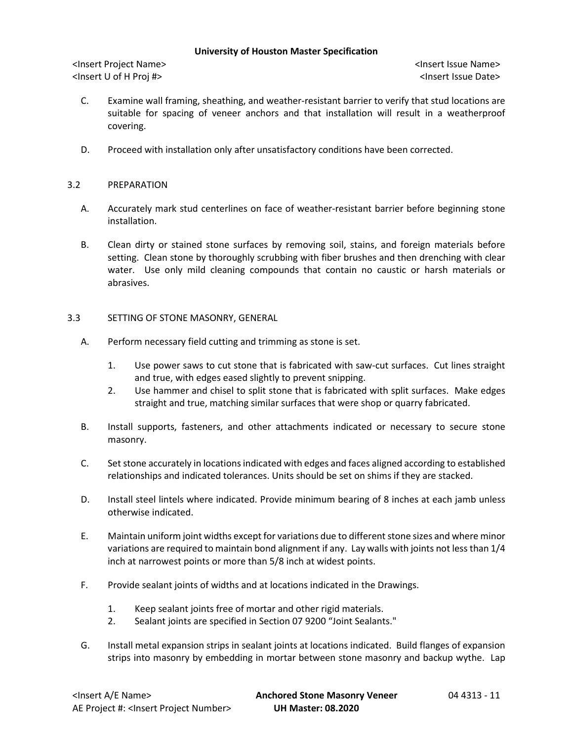C. Examine wall framing, sheathing, and weather-resistant barrier to verify that stud locations are suitable for spacing of veneer anchors and that installation will result in a weatherproof covering.

D. Proceed with installation only after unsatisfactory conditions have been corrected.

## 3.2 PREPARATION

A. Accurately mark stud centerlines on face of weather-resistant barrier before beginning stone installation.

B. Clean dirty or stained stone surfaces by removing soil, stains, and foreign materials before setting. Clean stone by thoroughly scrubbing with fiber brushes and then drenching with clear water. Use only mild cleaning compounds that contain no caustic or harsh materials or abrasives.

## 3.3 SETTING OF STONE MASONRY, GENERAL

A. Perform necessary field cutting and trimming as stone is set.

1. Use power saws to cut stone that is fabricated with saw-cut surfaces. Cut lines straight and true, with edges eased slightly to prevent snipping.
2. Use hammer and chisel to split stone that is fabricated with split surfaces. Make edges straight and true, matching similar surfaces that were shop or quarry fabricated.

B. Install supports, fasteners, and other attachments indicated or necessary to secure stone masonry.

C. Set stone accurately in locations indicated with edges and faces aligned according to established relationships and indicated tolerances. Units should be set on shims if they are stacked.

D. Install steel lintels where indicated. Provide minimum bearing of 8 inches at each jamb unless otherwise indicated.

E. Maintain uniform joint widths except for variations due to different stone sizes and where minor variations are required to maintain bond alignment if any. Lay walls with joints not less than 1/4 inch at narrowest points or more than 5/8 inch at widest points.

F. Provide sealant joints of widths and at locations indicated in the Drawings.

1. Keep sealant joints free of mortar and other rigid materials.
2. Sealant joints are specified in Section 07 9200 “Joint Sealants."

G. Install metal expansion strips in sealant joints at locations indicated. Build flanges of expansion strips into masonry by embedding in mortar between stone masonry and backup wythe. Lap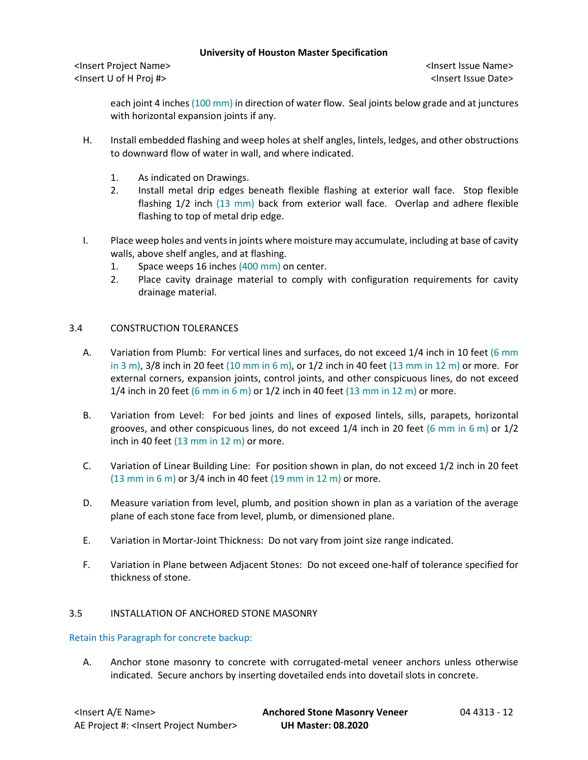each joint 4 inches (100 mm) in direction of water flow. Seal joints below grade and at junctures with horizontal expansion joints if any.

H. Install embedded flashing and weep holes at shelf angles, lintels, ledges, and other obstructions to downward flow of water in wall, and where indicated.

1. As indicated on Drawings.
2. Install metal drip edges beneath flexible flashing at exterior wall face. Stop flexible flashing 1/2 inch (13 mm) back from exterior wall face. Overlap and adhere flexible flashing to top of metal drip edge.

I. Place weep holes and vents in joints where moisture may accumulate, including at base of cavity walls, above shelf angles, and at flashing.

1. Space weeps 16 inches (400 mm) on center.
2. Place cavity drainage material to comply with configuration requirements for cavity drainage material.

## 3.4 CONSTRUCTION TOLERANCES

A. Variation from Plumb: For vertical lines and surfaces, do not exceed 1/4 inch in 10 feet (6 mm in 3 m), 3/8 inch in 20 feet (10 mm in 6 m), or 1/2 inch in 40 feet (13 mm in 12 m) or more. For external corners, expansion joints, control joints, and other conspicuous lines, do not exceed 1/4 inch in 20 feet (6 mm in 6 m) or 1/2 inch in 40 feet (13 mm in 12 m) or more.

B. Variation from Level: For bed joints and lines of exposed lintels, sills, parapets, horizontal grooves, and other conspicuous lines, do not exceed 1/4 inch in 20 feet (6 mm in 6 m) or 1/2 inch in 40 feet (13 mm in 12 m) or more.

C. Variation of Linear Building Line: For position shown in plan, do not exceed 1/2 inch in 20 feet (13 mm in 6 m) or 3/4 inch in 40 feet (19 mm in 12 m) or more.

D. Measure variation from level, plumb, and position shown in plan as a variation of the average plane of each stone face from level, plumb, or dimensioned plane.

E. Variation in Mortar-Joint Thickness: Do not vary from joint size range indicated.

F. Variation in Plane between Adjacent Stones: Do not exceed one-half of tolerance specified for thickness of stone.

## 3.5 INSTALLATION OF ANCHORED STONE MASONRY

Retain this Paragraph for concrete backup:

A. Anchor stone masonry to concrete with corrugated-metal veneer anchors unless otherwise indicated. Secure anchors by inserting dovetailed ends into dovetail slots in concrete.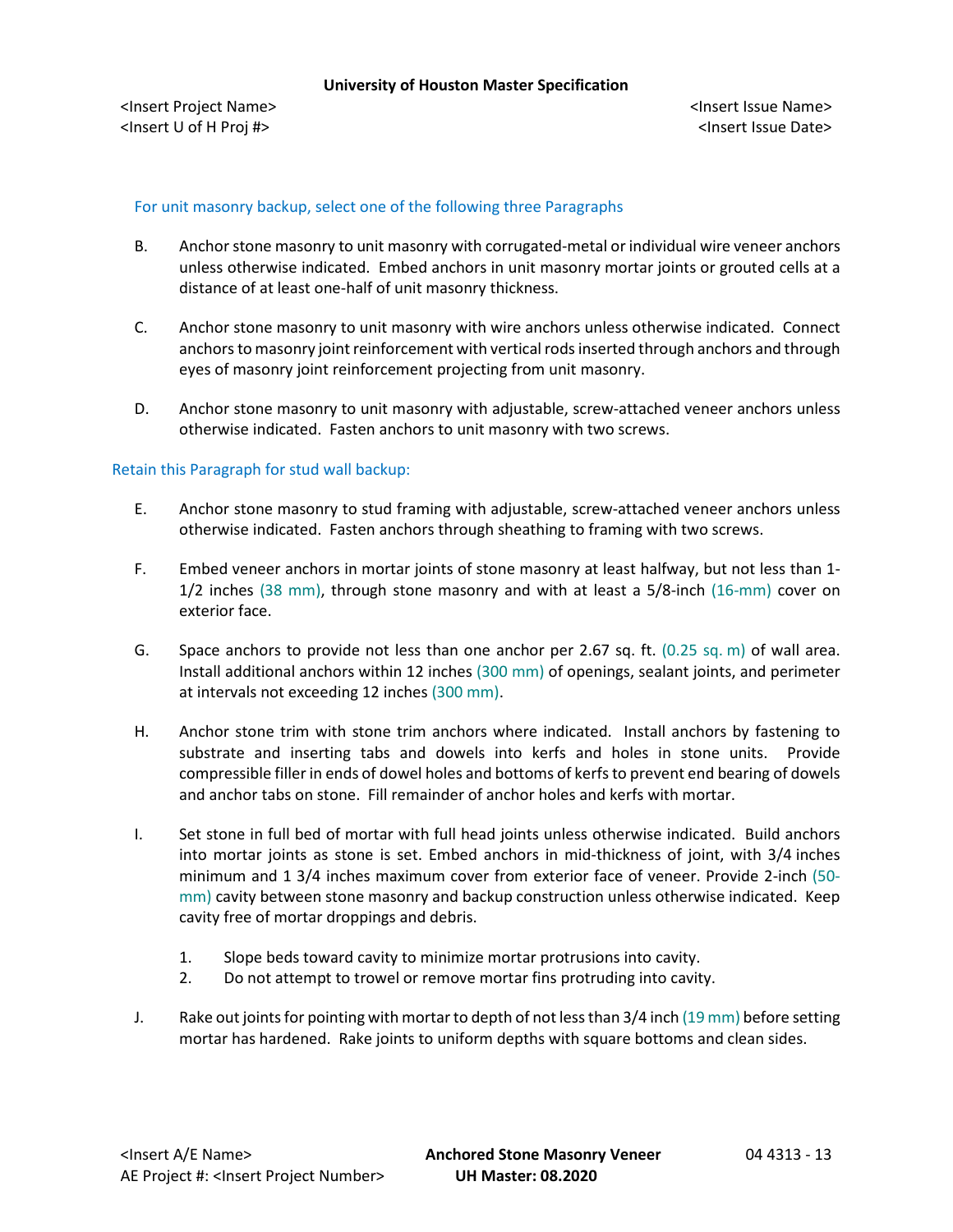For unit masonry backup, select one of the following three Paragraphs

B. Anchor stone masonry to unit masonry with corrugated-metal or individual wire veneer anchors unless otherwise indicated. Embed anchors in unit masonry mortar joints or grouted cells at a distance of at least one-half of unit masonry thickness.

C. Anchor stone masonry to unit masonry with wire anchors unless otherwise indicated. Connect anchors to masonry joint reinforcement with vertical rods inserted through anchors and through eyes of masonry joint reinforcement projecting from unit masonry.

D. Anchor stone masonry to unit masonry with adjustable, screw-attached veneer anchors unless otherwise indicated. Fasten anchors to unit masonry with two screws.

Retain this Paragraph for stud wall backup:

E. Anchor stone masonry to stud framing with adjustable, screw-attached veneer anchors unless otherwise indicated. Fasten anchors through sheathing to framing with two screws.

F. Embed veneer anchors in mortar joints of stone masonry at least halfway, but not less than 1-1/2 inches (38 mm), through stone masonry and with at least a 5/8-inch (16-mm) cover on exterior face.

G. Space anchors to provide not less than one anchor per 2.67 sq. ft. (0.25 sq. m) of wall area. Install additional anchors within 12 inches (300 mm) of openings, sealant joints, and perimeter at intervals not exceeding 12 inches (300 mm).

H. Anchor stone trim with stone trim anchors where indicated. Install anchors by fastening to substrate and inserting tabs and dowels into kerfs and holes in stone units. Provide compressible filler in ends of dowel holes and bottoms of kerfs to prevent end bearing of dowels and anchor tabs on stone. Fill remainder of anchor holes and kerfs with mortar.

I. Set stone in full bed of mortar with full head joints unless otherwise indicated. Build anchors into mortar joints as stone is set. Embed anchors in mid-thickness of joint, with 3/4 inches minimum and 1 3/4 inches maximum cover from exterior face of veneer. Provide 2-inch (50-mm) cavity between stone masonry and backup construction unless otherwise indicated. Keep cavity free of mortar droppings and debris.

1. Slope beds toward cavity to minimize mortar protrusions into cavity.
2. Do not attempt to trowel or remove mortar fins protruding into cavity.

J. Rake out joints for pointing with mortar to depth of not less than 3/4 inch (19 mm) before setting mortar has hardened. Rake joints to uniform depths with square bottoms and clean sides.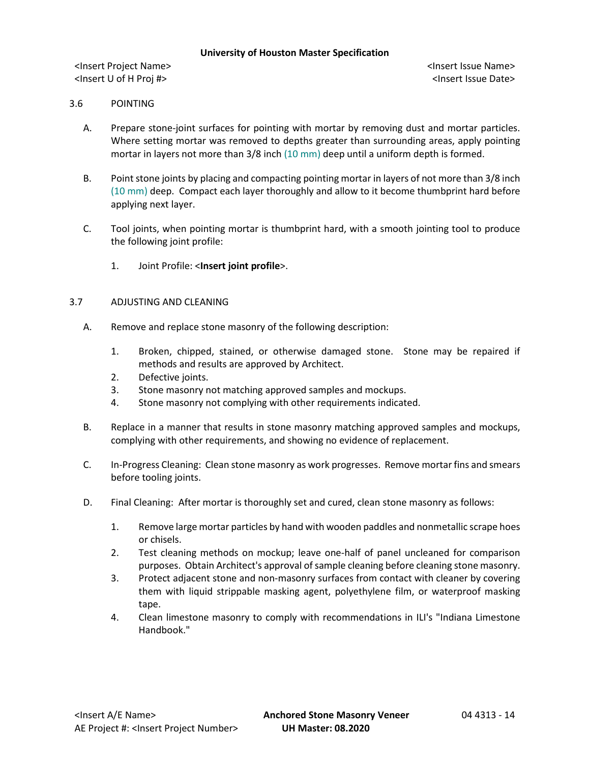3.6 POINTING

A. Prepare stone-joint surfaces for pointing with mortar by removing dust and mortar particles. Where setting mortar was removed to depths greater than surrounding areas, apply pointing mortar in layers not more than 3/8 inch (10 mm) deep until a uniform depth is formed.

B. Point stone joints by placing and compacting pointing mortar in layers of not more than 3/8 inch (10 mm) deep. Compact each layer thoroughly and allow to it become thumbprint hard before applying next layer.

C. Tool joints, when pointing mortar is thumbprint hard, with a smooth jointing tool to produce the following joint profile:

1. Joint Profile: <**Insert joint profile**>.

3.7 ADJUSTING AND CLEANING

A. Remove and replace stone masonry of the following description:

1. Broken, chipped, stained, or otherwise damaged stone. Stone may be repaired if methods and results are approved by Architect.
2. Defective joints.
3. Stone masonry not matching approved samples and mockups.
4. Stone masonry not complying with other requirements indicated.

B. Replace in a manner that results in stone masonry matching approved samples and mockups, complying with other requirements, and showing no evidence of replacement.

C. In-Progress Cleaning: Clean stone masonry as work progresses. Remove mortar fins and smears before tooling joints.

D. Final Cleaning: After mortar is thoroughly set and cured, clean stone masonry as follows:

1. Remove large mortar particles by hand with wooden paddles and nonmetallic scrape hoes or chisels.
2. Test cleaning methods on mockup; leave one-half of panel uncleaned for comparison purposes. Obtain Architect's approval of sample cleaning before cleaning stone masonry.
3. Protect adjacent stone and non-masonry surfaces from contact with cleaner by covering them with liquid strippable masking agent, polyethylene film, or waterproof masking tape.
4. Clean limestone masonry to comply with recommendations in ILI's "Indiana Limestone Handbook."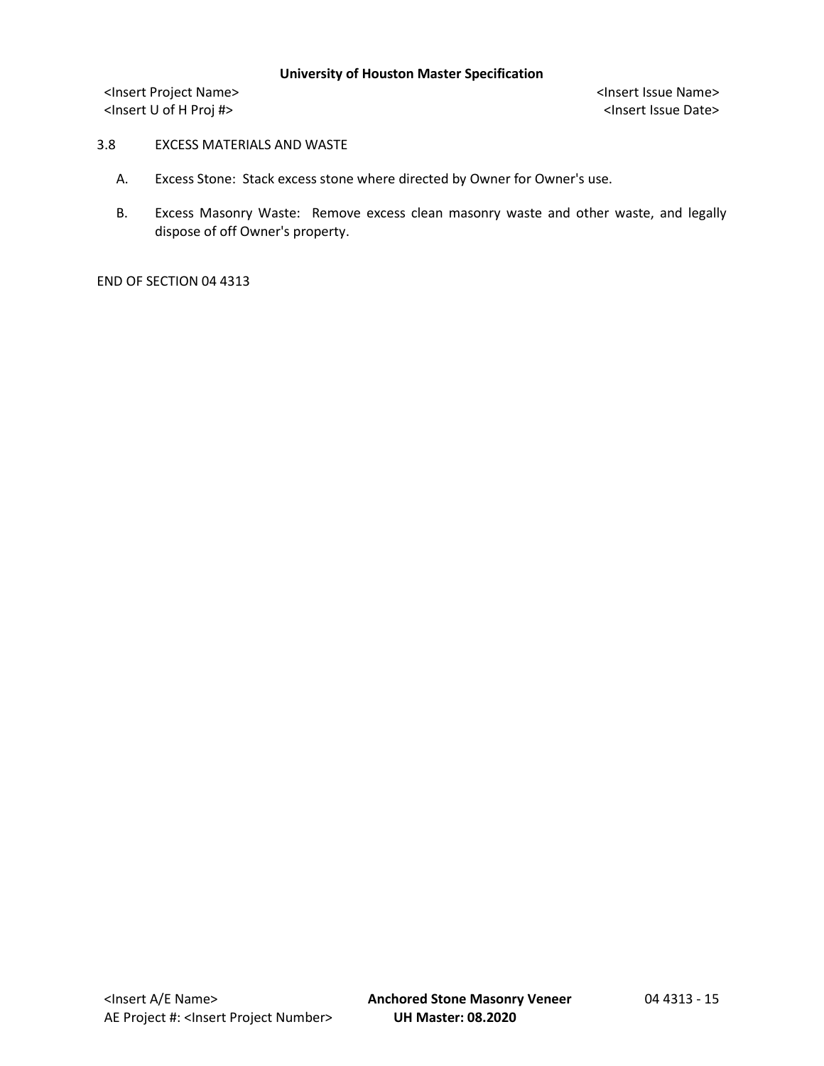3.8 EXCESS MATERIALS AND WASTE

A. Excess Stone: Stack excess stone where directed by Owner for Owner's use.

B. Excess Masonry Waste: Remove excess clean masonry waste and other waste, and legally dispose of off Owner's property.

END OF SECTION 04 4313